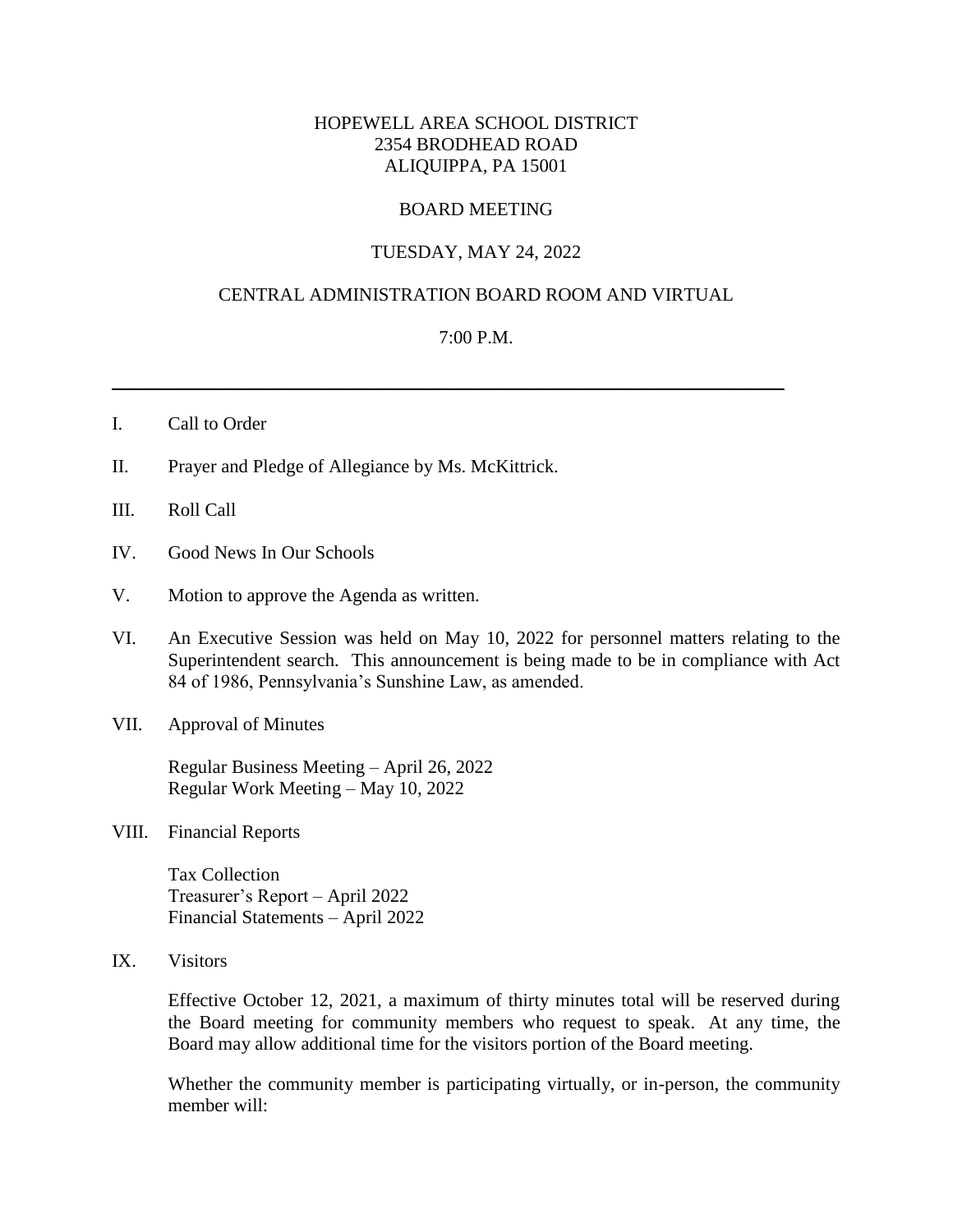HOPEWELL AREA SCHOOL DISTRICT
2354 BRODHEAD ROAD
ALIQUIPPA, PA 15001

BOARD MEETING

TUESDAY, MAY 24, 2022

CENTRAL ADMINISTRATION BOARD ROOM AND VIRTUAL

7:00 P.M.

---

I. Call to Order

II. Prayer and Pledge of Allegiance by Ms. McKittrick.

III. Roll Call

IV. Good News In Our Schools

V. Motion to approve the Agenda as written.

VI. An Executive Session was held on May 10, 2022 for personnel matters relating to the Superintendent search. This announcement is being made to be in compliance with Act 84 of 1986, Pennsylvania's Sunshine Law, as amended.

VII. Approval of Minutes

Regular Business Meeting – April 26, 2022
Regular Work Meeting – May 10, 2022

VIII. Financial Reports

Tax Collection
Treasurer's Report – April 2022
Financial Statements – April 2022

IX. Visitors

Effective October 12, 2021, a maximum of thirty minutes total will be reserved during the Board meeting for community members who request to speak. At any time, the Board may allow additional time for the visitors portion of the Board meeting.

Whether the community member is participating virtually, or in-person, the community member will: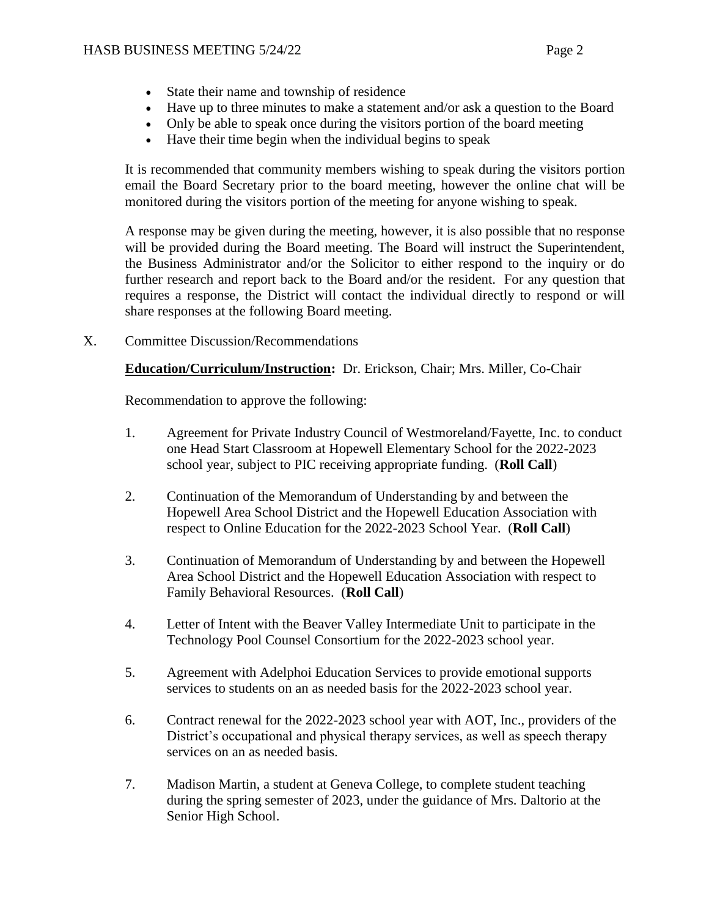- State their name and township of residence
- Have up to three minutes to make a statement and/or ask a question to the Board
- Only be able to speak once during the visitors portion of the board meeting
- Have their time begin when the individual begins to speak

It is recommended that community members wishing to speak during the visitors portion email the Board Secretary prior to the board meeting, however the online chat will be monitored during the visitors portion of the meeting for anyone wishing to speak.

A response may be given during the meeting, however, it is also possible that no response will be provided during the Board meeting. The Board will instruct the Superintendent, the Business Administrator and/or the Solicitor to either respond to the inquiry or do further research and report back to the Board and/or the resident. For any question that requires a response, the District will contact the individual directly to respond or will share responses at the following Board meeting.

X. Committee Discussion/Recommendations

**Education/Curriculum/Instruction:** Dr. Erickson, Chair; Mrs. Miller, Co-Chair

Recommendation to approve the following:

1. Agreement for Private Industry Council of Westmoreland/Fayette, Inc. to conduct one Head Start Classroom at Hopewell Elementary School for the 2022-2023 school year, subject to PIC receiving appropriate funding. (**Roll Call**)

2. Continuation of the Memorandum of Understanding by and between the Hopewell Area School District and the Hopewell Education Association with respect to Online Education for the 2022-2023 School Year. (**Roll Call**)

3. Continuation of Memorandum of Understanding by and between the Hopewell Area School District and the Hopewell Education Association with respect to Family Behavioral Resources. (**Roll Call**)

4. Letter of Intent with the Beaver Valley Intermediate Unit to participate in the Technology Pool Counsel Consortium for the 2022-2023 school year.

5. Agreement with Adelphoi Education Services to provide emotional supports services to students on an as needed basis for the 2022-2023 school year.

6. Contract renewal for the 2022-2023 school year with AOT, Inc., providers of the District's occupational and physical therapy services, as well as speech therapy services on an as needed basis.

7. Madison Martin, a student at Geneva College, to complete student teaching during the spring semester of 2023, under the guidance of Mrs. Daltorio at the Senior High School.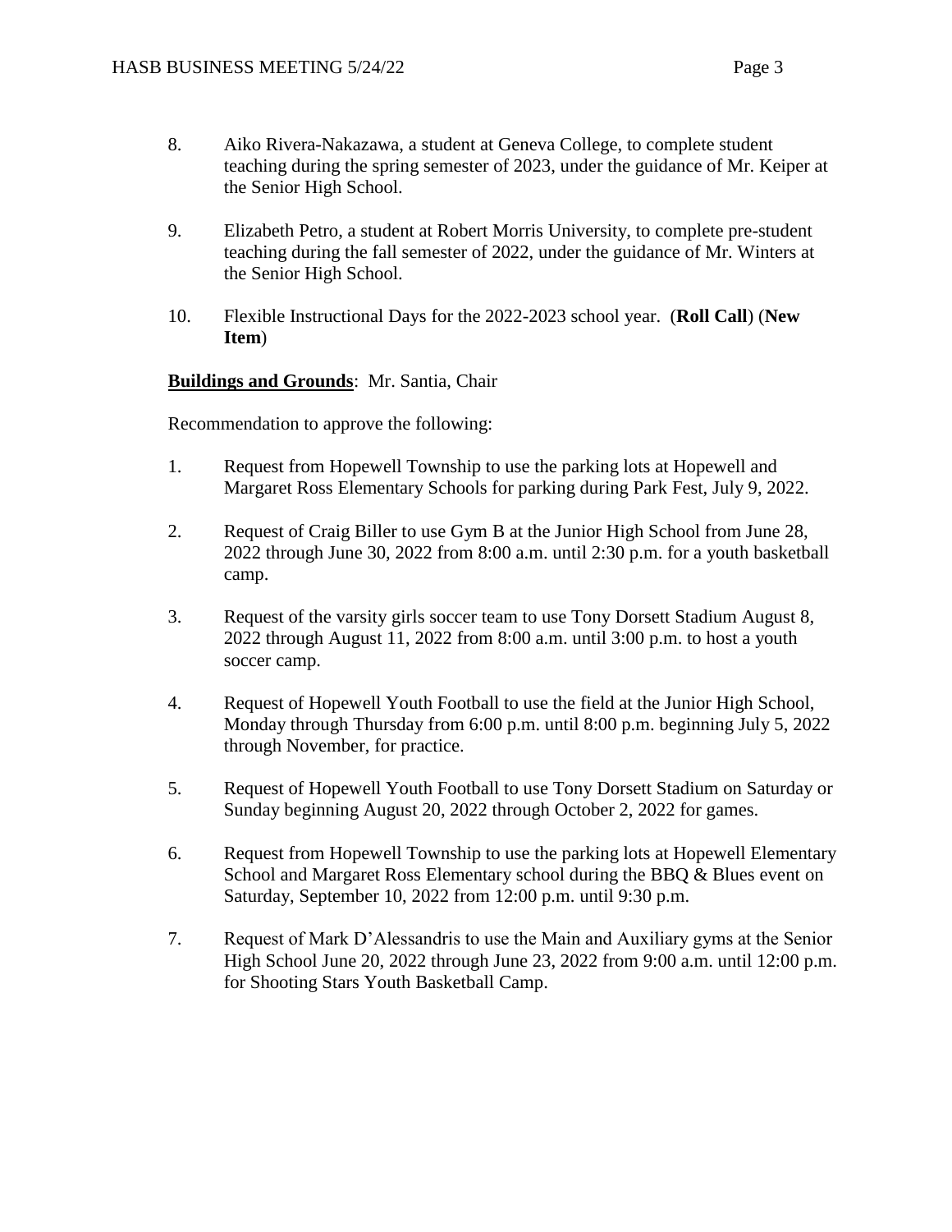8. Aiko Rivera-Nakazawa, a student at Geneva College, to complete student teaching during the spring semester of 2023, under the guidance of Mr. Keiper at the Senior High School.

9. Elizabeth Petro, a student at Robert Morris University, to complete pre-student teaching during the fall semester of 2022, under the guidance of Mr. Winters at the Senior High School.

10. Flexible Instructional Days for the 2022-2023 school year. (**Roll Call**) (**New Item**)

**Buildings and Grounds**: Mr. Santia, Chair

Recommendation to approve the following:

1. Request from Hopewell Township to use the parking lots at Hopewell and Margaret Ross Elementary Schools for parking during Park Fest, July 9, 2022.

2. Request of Craig Biller to use Gym B at the Junior High School from June 28, 2022 through June 30, 2022 from 8:00 a.m. until 2:30 p.m. for a youth basketball camp.

3. Request of the varsity girls soccer team to use Tony Dorsett Stadium August 8, 2022 through August 11, 2022 from 8:00 a.m. until 3:00 p.m. to host a youth soccer camp.

4. Request of Hopewell Youth Football to use the field at the Junior High School, Monday through Thursday from 6:00 p.m. until 8:00 p.m. beginning July 5, 2022 through November, for practice.

5. Request of Hopewell Youth Football to use Tony Dorsett Stadium on Saturday or Sunday beginning August 20, 2022 through October 2, 2022 for games.

6. Request from Hopewell Township to use the parking lots at Hopewell Elementary School and Margaret Ross Elementary school during the BBQ & Blues event on Saturday, September 10, 2022 from 12:00 p.m. until 9:30 p.m.

7. Request of Mark D'Alessandris to use the Main and Auxiliary gyms at the Senior High School June 20, 2022 through June 23, 2022 from 9:00 a.m. until 12:00 p.m. for Shooting Stars Youth Basketball Camp.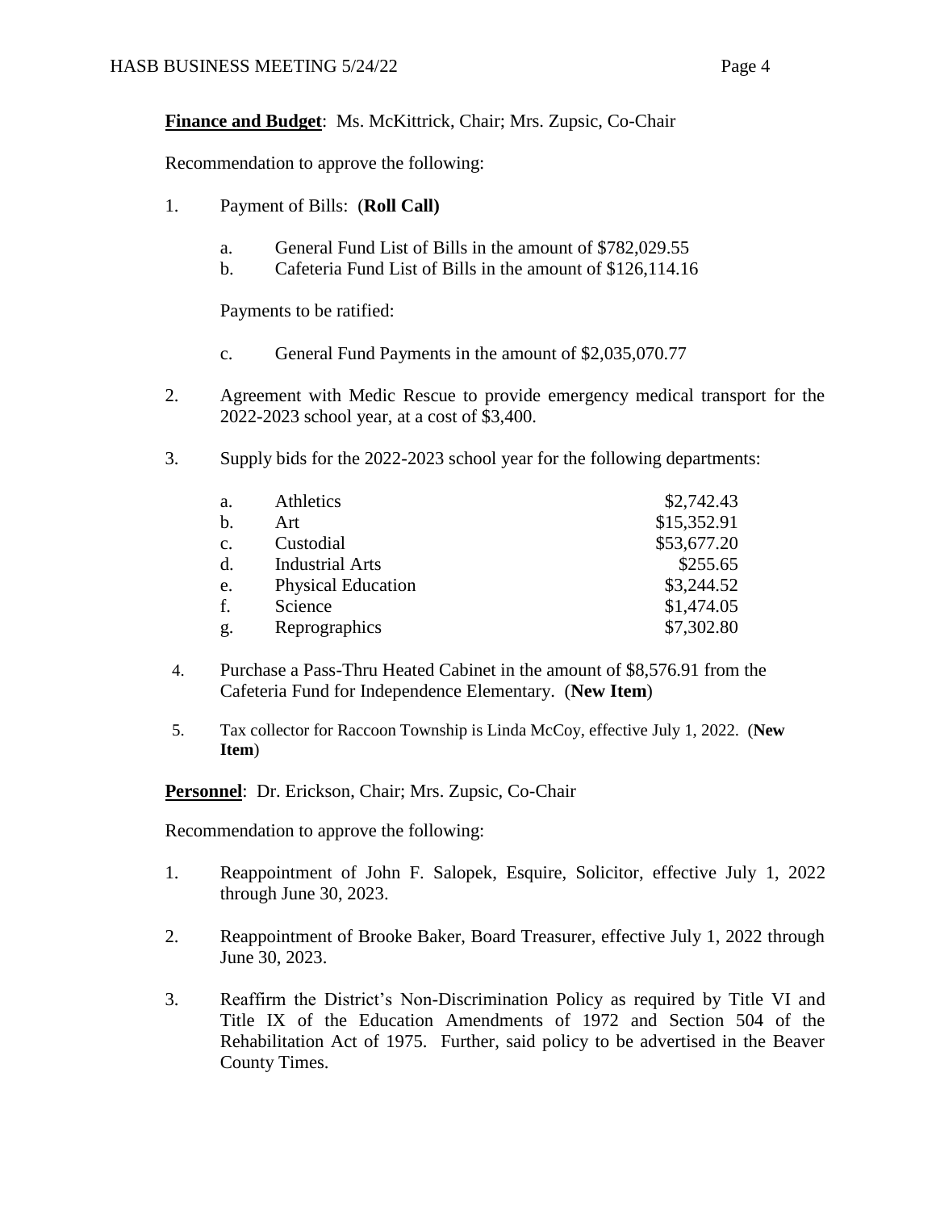**Finance and Budget**: Ms. McKittrick, Chair; Mrs. Zupsic, Co-Chair

Recommendation to approve the following:

1. Payment of Bills: (**Roll Call)**

   a. General Fund List of Bills in the amount of $782,029.55
   b. Cafeteria Fund List of Bills in the amount of $126,114.16

   Payments to be ratified:

   c. General Fund Payments in the amount of $2,035,070.77

2. Agreement with Medic Rescue to provide emergency medical transport for the 2022-2023 school year, at a cost of $3,400.

3. Supply bids for the 2022-2023 school year for the following departments:

| | | |
|---|---|---|
| a. | Athletics | $2,742.43 |
| b. | Art | $15,352.91 |
| c. | Custodial | $53,677.20 |
| d. | Industrial Arts | $255.65 |
| e. | Physical Education | $3,244.52 |
| f. | Science | $1,474.05 |
| g. | Reprographics | $7,302.80 |

4. Purchase a Pass-Thru Heated Cabinet in the amount of $8,576.91 from the Cafeteria Fund for Independence Elementary. (**New Item**)

5. Tax collector for Raccoon Township is Linda McCoy, effective July 1, 2022. (**New Item**)

**Personnel**: Dr. Erickson, Chair; Mrs. Zupsic, Co-Chair

Recommendation to approve the following:

1. Reappointment of John F. Salopek, Esquire, Solicitor, effective July 1, 2022 through June 30, 2023.

2. Reappointment of Brooke Baker, Board Treasurer, effective July 1, 2022 through June 30, 2023.

3. Reaffirm the District's Non-Discrimination Policy as required by Title VI and Title IX of the Education Amendments of 1972 and Section 504 of the Rehabilitation Act of 1975. Further, said policy to be advertised in the Beaver County Times.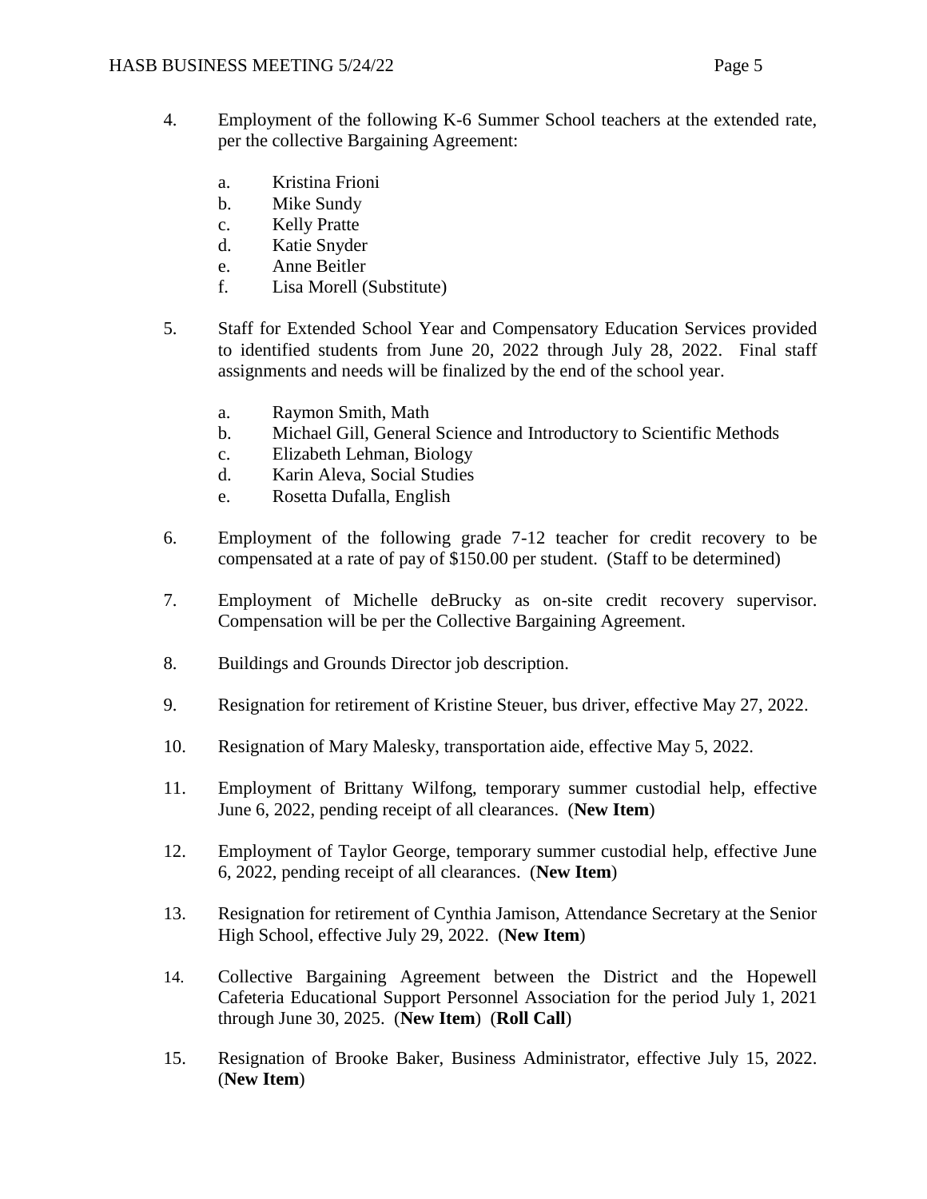4. Employment of the following K-6 Summer School teachers at the extended rate, per the collective Bargaining Agreement:

   a. Kristina Frioni
   b. Mike Sundy
   c. Kelly Pratte
   d. Katie Snyder
   e. Anne Beitler
   f. Lisa Morell (Substitute)

5. Staff for Extended School Year and Compensatory Education Services provided to identified students from June 20, 2022 through July 28, 2022. Final staff assignments and needs will be finalized by the end of the school year.

   a. Raymon Smith, Math
   b. Michael Gill, General Science and Introductory to Scientific Methods
   c. Elizabeth Lehman, Biology
   d. Karin Aleva, Social Studies
   e. Rosetta Dufalla, English

6. Employment of the following grade 7-12 teacher for credit recovery to be compensated at a rate of pay of $150.00 per student. (Staff to be determined)

7. Employment of Michelle deBrucky as on-site credit recovery supervisor. Compensation will be per the Collective Bargaining Agreement.

8. Buildings and Grounds Director job description.

9. Resignation for retirement of Kristine Steuer, bus driver, effective May 27, 2022.

10. Resignation of Mary Malesky, transportation aide, effective May 5, 2022.

11. Employment of Brittany Wilfong, temporary summer custodial help, effective June 6, 2022, pending receipt of all clearances. (**New Item**)

12. Employment of Taylor George, temporary summer custodial help, effective June 6, 2022, pending receipt of all clearances. (**New Item**)

13. Resignation for retirement of Cynthia Jamison, Attendance Secretary at the Senior High School, effective July 29, 2022. (**New Item**)

14. Collective Bargaining Agreement between the District and the Hopewell Cafeteria Educational Support Personnel Association for the period July 1, 2021 through June 30, 2025. (**New Item**) (**Roll Call**)

15. Resignation of Brooke Baker, Business Administrator, effective July 15, 2022. (**New Item**)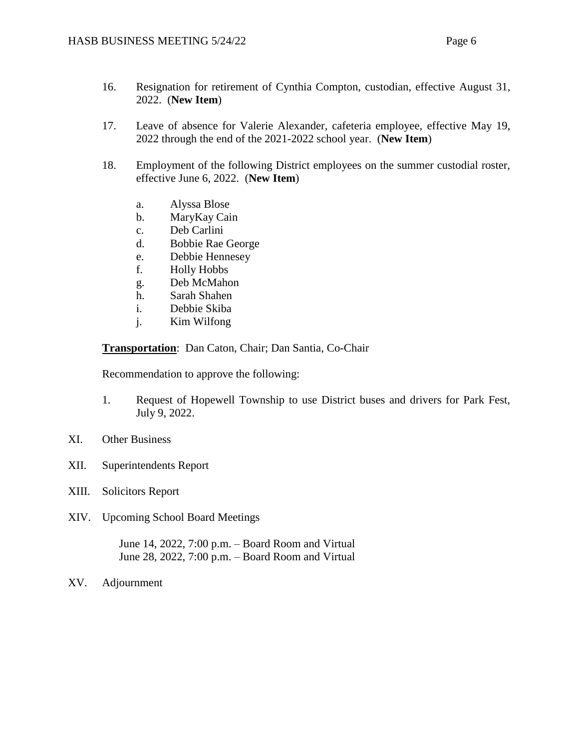16. Resignation for retirement of Cynthia Compton, custodian, effective August 31, 2022. (**New Item**)

17. Leave of absence for Valerie Alexander, cafeteria employee, effective May 19, 2022 through the end of the 2021-2022 school year. (**New Item**)

18. Employment of the following District employees on the summer custodial roster, effective June 6, 2022. (**New Item**)

    a. Alyssa Blose
    b. MaryKay Cain
    c. Deb Carlini
    d. Bobbie Rae George
    e. Debbie Hennesey
    f. Holly Hobbs
    g. Deb McMahon
    h. Sarah Shahen
    i. Debbie Skiba
    j. Kim Wilfong

<u>**Transportation**</u>: Dan Caton, Chair; Dan Santia, Co-Chair

Recommendation to approve the following:

1. Request of Hopewell Township to use District buses and drivers for Park Fest, July 9, 2022.

XI. Other Business

XII. Superintendents Report

XIII. Solicitors Report

XIV. Upcoming School Board Meetings

June 14, 2022, 7:00 p.m. – Board Room and Virtual
June 28, 2022, 7:00 p.m. – Board Room and Virtual

XV. Adjournment